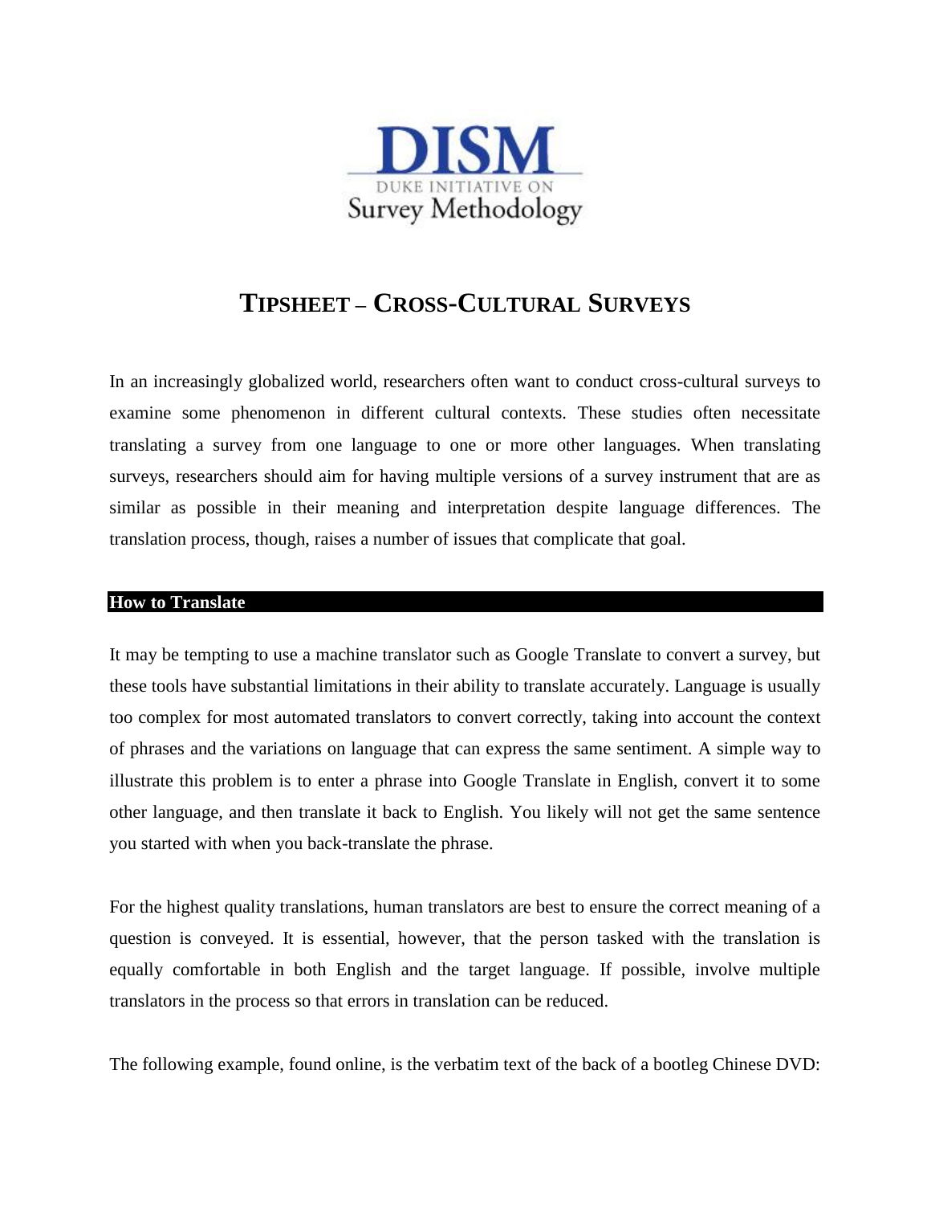DISM

DUKE INITIATIVE ON

Survey Methodology

# TIPSHEET – CROSS-CULTURAL SURVEYS

In an increasingly globalized world, researchers often want to conduct cross-cultural surveys to examine some phenomenon in different cultural contexts. These studies often necessitate translating a survey from one language to one or more other languages. When translating surveys, researchers should aim for having multiple versions of a survey instrument that are as similar as possible in their meaning and interpretation despite language differences. The translation process, though, raises a number of issues that complicate that goal.

## How to Translate

It may be tempting to use a machine translator such as Google Translate to convert a survey, but these tools have substantial limitations in their ability to translate accurately. Language is usually too complex for most automated translators to convert correctly, taking into account the context of phrases and the variations on language that can express the same sentiment. A simple way to illustrate this problem is to enter a phrase into Google Translate in English, convert it to some other language, and then translate it back to English. You likely will not get the same sentence you started with when you back-translate the phrase.

For the highest quality translations, human translators are best to ensure the correct meaning of a question is conveyed. It is essential, however, that the person tasked with the translation is equally comfortable in both English and the target language. If possible, involve multiple translators in the process so that errors in translation can be reduced.

The following example, found online, is the verbatim text of the back of a bootleg Chinese DVD: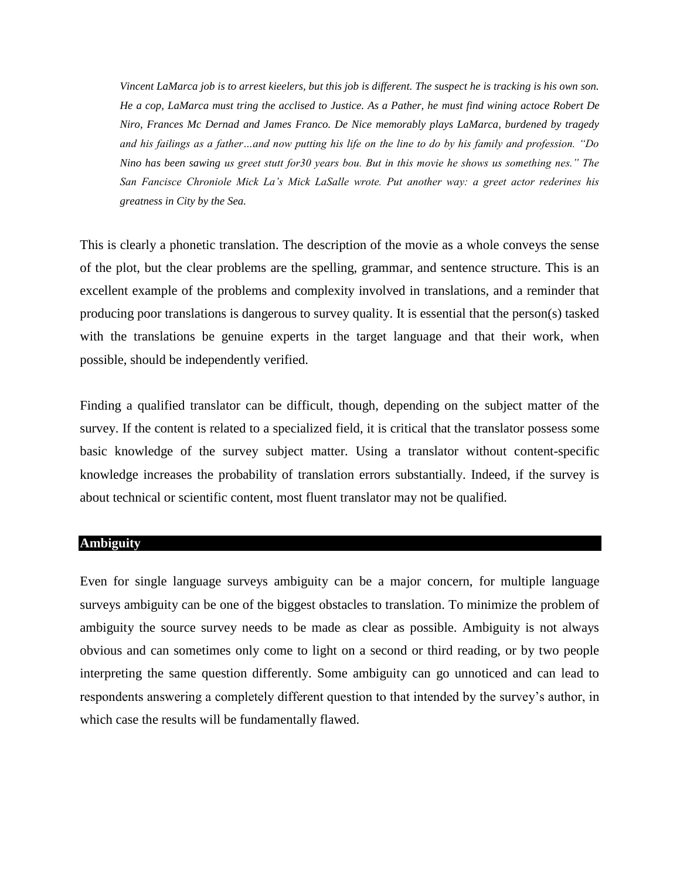*Vincent LaMarca job is to arrest kieelers, but this job is different. The suspect he is tracking is his own son. He a cop, LaMarca must tring the acclised to Justice. As a Pather, he must find wining actoce Robert De Niro, Frances Mc Dernad and James Franco. De Nice memorably plays LaMarca, burdened by tragedy and his failings as a father…and now putting his life on the line to do by his family and profession. "Do Nino has been sawing us greet stutt for30 years bou. But in this movie he shows us something nes." The San Fancisce Chroniole Mick La's Mick LaSalle wrote. Put another way: a greet actor rederines his greatness in City by the Sea.*

This is clearly a phonetic translation. The description of the movie as a whole conveys the sense of the plot, but the clear problems are the spelling, grammar, and sentence structure. This is an excellent example of the problems and complexity involved in translations, and a reminder that producing poor translations is dangerous to survey quality. It is essential that the person(s) tasked with the translations be genuine experts in the target language and that their work, when possible, should be independently verified.

Finding a qualified translator can be difficult, though, depending on the subject matter of the survey. If the content is related to a specialized field, it is critical that the translator possess some basic knowledge of the survey subject matter. Using a translator without content-specific knowledge increases the probability of translation errors substantially. Indeed, if the survey is about technical or scientific content, most fluent translator may not be qualified.

## Ambiguity

Even for single language surveys ambiguity can be a major concern, for multiple language surveys ambiguity can be one of the biggest obstacles to translation. To minimize the problem of ambiguity the source survey needs to be made as clear as possible. Ambiguity is not always obvious and can sometimes only come to light on a second or third reading, or by two people interpreting the same question differently. Some ambiguity can go unnoticed and can lead to respondents answering a completely different question to that intended by the survey's author, in which case the results will be fundamentally flawed.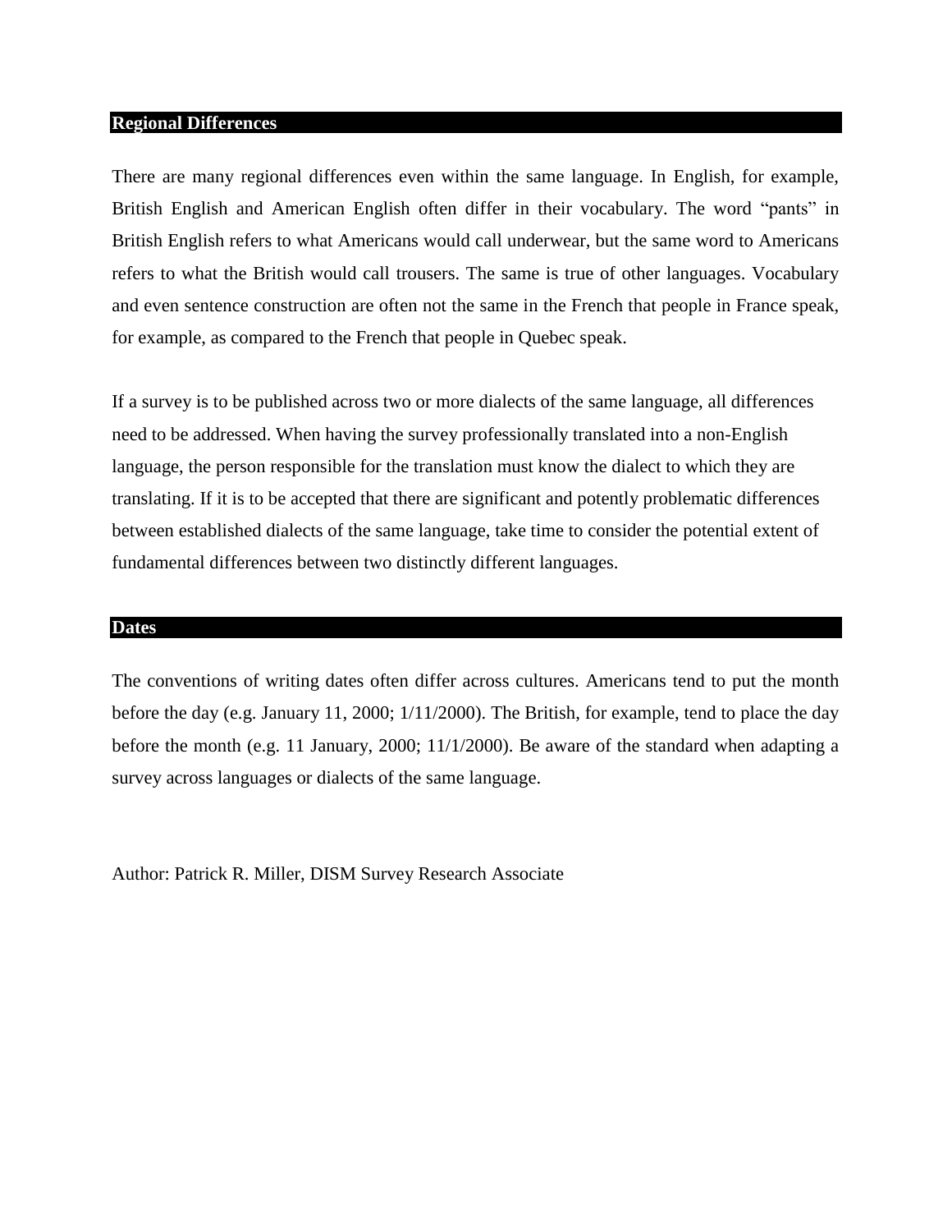## Regional Differences

There are many regional differences even within the same language. In English, for example, British English and American English often differ in their vocabulary. The word "pants" in British English refers to what Americans would call underwear, but the same word to Americans refers to what the British would call trousers. The same is true of other languages. Vocabulary and even sentence construction are often not the same in the French that people in France speak, for example, as compared to the French that people in Quebec speak.

If a survey is to be published across two or more dialects of the same language, all differences need to be addressed. When having the survey professionally translated into a non-English language, the person responsible for the translation must know the dialect to which they are translating. If it is to be accepted that there are significant and potently problematic differences between established dialects of the same language, take time to consider the potential extent of fundamental differences between two distinctly different languages.

## Dates

The conventions of writing dates often differ across cultures. Americans tend to put the month before the day (e.g. January 11, 2000; 1/11/2000). The British, for example, tend to place the day before the month (e.g. 11 January, 2000; 11/1/2000). Be aware of the standard when adapting a survey across languages or dialects of the same language.

Author: Patrick R. Miller, DISM Survey Research Associate